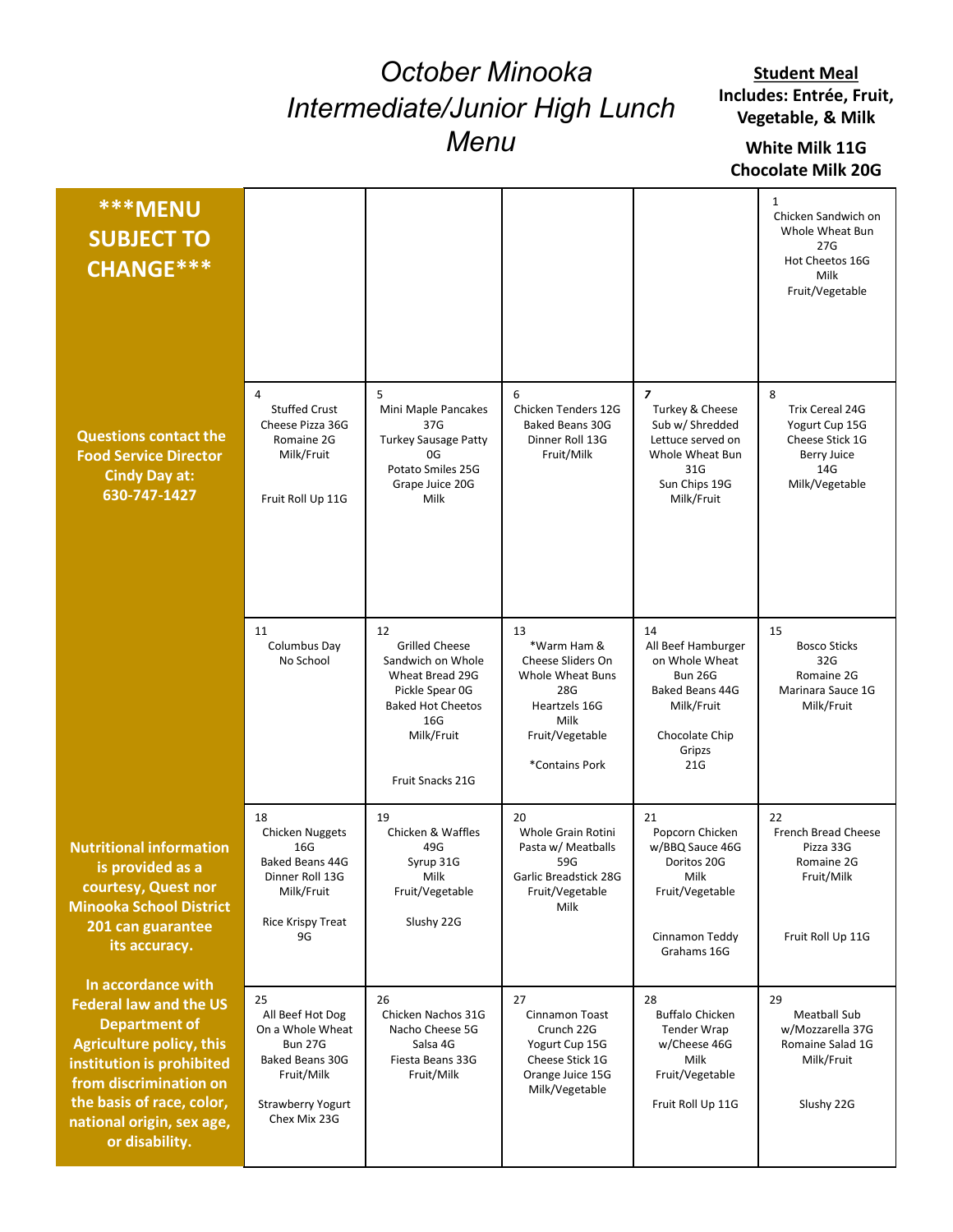# October Minooka Intermediate/Junior High Lunch Menu

**Student Meal**
**Includes: Entrée, Fruit, Vegetable, & Milk**

**White Milk 11G**
**Chocolate Milk 20G**

**\*\*\*MENU SUBJECT TO CHANGE\*\*\***

**Questions contact the Food Service Director Cindy Day at: 630-747-1427**

| Monday | Tuesday | Wednesday | Thursday | Friday |
|---|---|---|---|---|
| | | | | 1<br>Chicken Sandwich on Whole Wheat Bun 27G<br>Hot Cheetos 16G<br>Milk<br>Fruit/Vegetable |
| 4<br>Stuffed Crust Cheese Pizza 36G<br>Romaine 2G<br>Milk/Fruit<br><br>Fruit Roll Up 11G | 5<br>Mini Maple Pancakes 37G<br>Turkey Sausage Patty 0G<br>Potato Smiles 25G<br>Grape Juice 20G<br>Milk | 6<br>Chicken Tenders 12G<br>Baked Beans 30G<br>Dinner Roll 13G<br>Fruit/Milk | 7<br>Turkey & Cheese Sub w/ Shredded Lettuce served on Whole Wheat Bun 31G<br>Sun Chips 19G<br>Milk/Fruit | 8<br>Trix Cereal 24G<br>Yogurt Cup 15G<br>Cheese Stick 1G<br>Berry Juice 14G<br>Milk/Vegetable |
| 11<br>Columbus Day<br>No School | 12<br>Grilled Cheese Sandwich on Whole Wheat Bread 29G<br>Pickle Spear 0G<br>Baked Hot Cheetos 16G<br>Milk/Fruit<br><br>Fruit Snacks 21G | 13<br>*Warm Ham & Cheese Sliders On Whole Wheat Buns 28G<br>Heartzels 16G<br>Milk<br>Fruit/Vegetable<br><br>*Contains Pork | 14<br>All Beef Hamburger on Whole Wheat Bun 26G<br>Baked Beans 44G<br>Milk/Fruit<br><br>Chocolate Chip Gripzs 21G | 15<br>Bosco Sticks 32G<br>Romaine 2G<br>Marinara Sauce 1G<br>Milk/Fruit |
| 18<br>Chicken Nuggets 16G<br>Baked Beans 44G<br>Dinner Roll 13G<br>Milk/Fruit<br><br>Rice Krispy Treat 9G | 19<br>Chicken & Waffles 49G<br>Syrup 31G<br>Milk<br>Fruit/Vegetable<br><br>Slushy 22G | 20<br>Whole Grain Rotini Pasta w/ Meatballs 59G<br>Garlic Breadstick 28G<br>Fruit/Vegetable<br>Milk | 21<br>Popcorn Chicken w/BBQ Sauce 46G<br>Doritos 20G<br>Milk<br>Fruit/Vegetable<br><br>Cinnamon Teddy Grahams 16G | 22<br>French Bread Cheese Pizza 33G<br>Romaine 2G<br>Fruit/Milk<br><br>Fruit Roll Up 11G |
| 25<br>All Beef Hot Dog On a Whole Wheat Bun 27G<br>Baked Beans 30G<br>Fruit/Milk<br><br>Strawberry Yogurt Chex Mix 23G | 26<br>Chicken Nachos 31G<br>Nacho Cheese 5G<br>Salsa 4G<br>Fiesta Beans 33G<br>Fruit/Milk | 27<br>Cinnamon Toast Crunch 22G<br>Yogurt Cup 15G<br>Cheese Stick 1G<br>Orange Juice 15G<br>Milk/Vegetable | 28<br>Buffalo Chicken Tender Wrap w/Cheese 46G<br>Milk<br>Fruit/Vegetable<br><br>Fruit Roll Up 11G | 29<br>Meatball Sub w/Mozzarella 37G<br>Romaine Salad 1G<br>Milk/Fruit<br><br>Slushy 22G |

**Nutritional information is provided as a courtesy, Quest nor Minooka School District 201 can guarantee its accuracy.**

**In accordance with Federal law and the US Department of Agriculture policy, this institution is prohibited from discrimination on the basis of race, color, national origin, sex age, or disability.**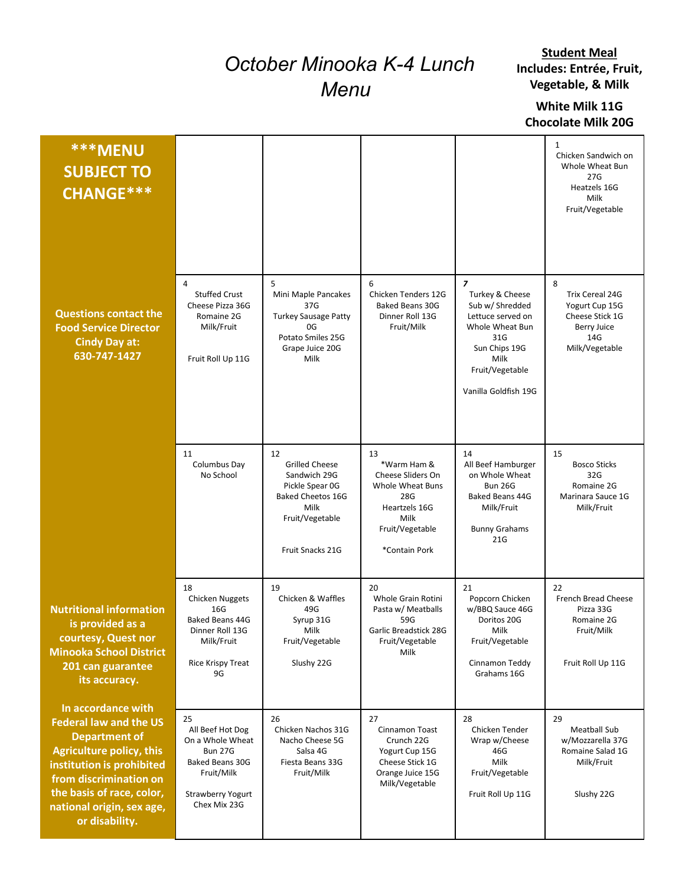# October Minooka K-4 Lunch Menu

**Student Meal Includes: Entrée, Fruit, Vegetable, & Milk**

**White Milk 11G**
**Chocolate Milk 20G**

**\*\*\*MENU SUBJECT TO CHANGE\*\*\***

**Questions contact the Food Service Director Cindy Day at: 630-747-1427**

**Nutritional information is provided as a courtesy, Quest nor Minooka School District 201 can guarantee its accuracy.**

**In accordance with Federal law and the US Department of Agriculture policy, this institution is prohibited from discrimination on the basis of race, color, national origin, sex age, or disability.**

| | | | | |
|---|---|---|---|---|
| | | | | 1<br>Chicken Sandwich on Whole Wheat Bun 27G<br>Heatzels 16G<br>Milk<br>Fruit/Vegetable |
| 4<br>Stuffed Crust Cheese Pizza 36G<br>Romaine 2G<br>Milk/Fruit<br><br>Fruit Roll Up 11G | 5<br>Mini Maple Pancakes 37G<br>Turkey Sausage Patty 0G<br>Potato Smiles 25G<br>Grape Juice 20G<br>Milk | 6<br>Chicken Tenders 12G<br>Baked Beans 30G<br>Dinner Roll 13G<br>Fruit/Milk | 7<br>Turkey & Cheese Sub w/ Shredded Lettuce served on Whole Wheat Bun 31G<br>Sun Chips 19G<br>Milk<br>Fruit/Vegetable<br><br>Vanilla Goldfish 19G | 8<br>Trix Cereal 24G<br>Yogurt Cup 15G<br>Cheese Stick 1G<br>Berry Juice 14G<br>Milk/Vegetable |
| 11<br>Columbus Day<br>No School | 12<br>Grilled Cheese Sandwich 29G<br>Pickle Spear 0G<br>Baked Cheetos 16G<br>Milk<br>Fruit/Vegetable<br><br>Fruit Snacks 21G | 13<br>*Warm Ham & Cheese Sliders On Whole Wheat Buns 28G<br>Heartzels 16G<br>Milk<br>Fruit/Vegetable<br><br>*Contain Pork | 14<br>All Beef Hamburger on Whole Wheat Bun 26G<br>Baked Beans 44G<br>Milk/Fruit<br><br>Bunny Grahams 21G | 15<br>Bosco Sticks 32G<br>Romaine 2G<br>Marinara Sauce 1G<br>Milk/Fruit |
| 18<br>Chicken Nuggets 16G<br>Baked Beans 44G<br>Dinner Roll 13G<br>Milk/Fruit<br><br>Rice Krispy Treat 9G | 19<br>Chicken & Waffles 49G<br>Syrup 31G<br>Milk<br>Fruit/Vegetable<br><br>Slushy 22G | 20<br>Whole Grain Rotini Pasta w/ Meatballs 59G<br>Garlic Breadstick 28G<br>Fruit/Vegetable<br>Milk | 21<br>Popcorn Chicken w/BBQ Sauce 46G<br>Doritos 20G<br>Milk<br>Fruit/Vegetable<br><br>Cinnamon Teddy Grahams 16G | 22<br>French Bread Cheese Pizza 33G<br>Romaine 2G<br>Fruit/Milk<br><br>Fruit Roll Up 11G |
| 25<br>All Beef Hot Dog On a Whole Wheat Bun 27G<br>Baked Beans 30G<br>Fruit/Milk<br><br>Strawberry Yogurt Chex Mix 23G | 26<br>Chicken Nachos 31G<br>Nacho Cheese 5G<br>Salsa 4G<br>Fiesta Beans 33G<br>Fruit/Milk | 27<br>Cinnamon Toast Crunch 22G<br>Yogurt Cup 15G<br>Cheese Stick 1G<br>Orange Juice 15G<br>Milk/Vegetable | 28<br>Chicken Tender Wrap w/Cheese 46G<br>Milk<br>Fruit/Vegetable<br><br>Fruit Roll Up 11G | 29<br>Meatball Sub w/Mozzarella 37G<br>Romaine Salad 1G<br>Milk/Fruit<br><br>Slushy 22G |